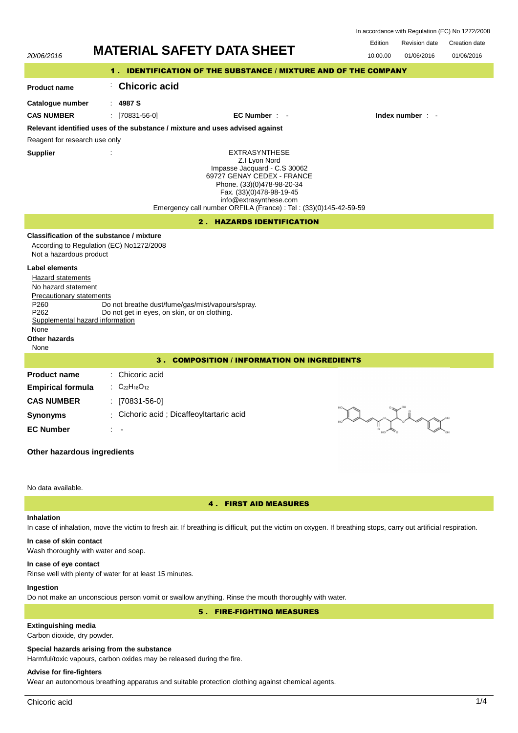In accordance with Regulation (EC) No 1272/2008

20/06/2016

# MATERIAL SAFETY DATA SHEET

| Edition | Revision date | Creation date |
|---|---|---|
| 10.00.00 | 01/06/2016 | 01/06/2016 |

## 1 . IDENTIFICATION OF THE SUBSTANCE / MIXTURE AND OF THE COMPANY

**Product name** : **Chicoric acid**

**Catalogue number** : **4987 S**

**CAS NUMBER** : [70831-56-0] **EC Number** : - **Index number** : -

**Relevant identified uses of the substance / mixture and uses advised against**

Reagent for research use only

**Supplier** :

EXTRASYNTHESE
Z.I Lyon Nord
Impasse Jacquard - C.S 30062
69727 GENAY CEDEX - FRANCE
Phone. (33)(0)478-98-20-34
Fax. (33)(0)478-98-19-45
info@extrasynthese.com
Emergency call number ORFILA (France) : Tel : (33)(0)145-42-59-59

## 2 . HAZARDS IDENTIFICATION

**Classification of the substance / mixture**

According to Regulation (EC) No1272/2008

Not a hazardous product

**Label elements**

Hazard statements

No hazard statement

Precautionary statements

P260 Do not breathe dust/fume/gas/mist/vapours/spray.

P262 Do not get in eyes, on skin, or on clothing.

Supplemental hazard information

None

**Other hazards**

None

## 3 . COMPOSITION / INFORMATION ON INGREDIENTS

**Product name** : Chicoric acid

**Empirical formula** : $C_{22}H_{18}O_{12}$

**CAS NUMBER** : [70831-56-0]

**Synonyms** : Chicoric acid ; Dicaffeoyltartaric acid

**EC Number** : -

**Other hazardous ingredients**

No data available.

## 4 . FIRST AID MEASURES

**Inhalation**

In case of inhalation, move the victim to fresh air. If breathing is difficult, put the victim on oxygen. If breathing stops, carry out artificial respiration.

**In case of skin contact**

Wash thoroughly with water and soap.

**In case of eye contact**

Rinse well with plenty of water for at least 15 minutes.

**Ingestion**

Do not make an unconscious person vomit or swallow anything. Rinse the mouth thoroughly with water.

## 5 . FIRE-FIGHTING MEASURES

**Extinguishing media**

Carbon dioxide, dry powder.

**Special hazards arising from the substance**

Harmful/toxic vapours, carbon oxides may be released during the fire.

**Advise for fire-fighters**

Wear an autonomous breathing apparatus and suitable protection clothing against chemical agents.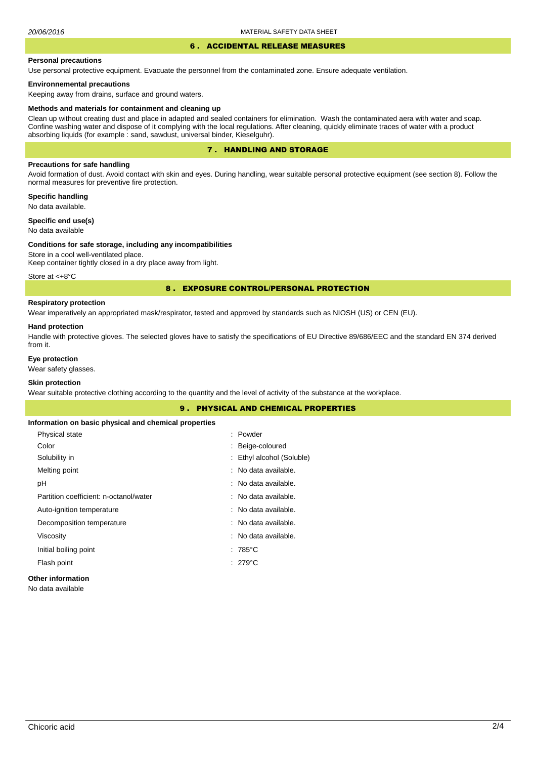## 6 . ACCIDENTAL RELEASE MEASURES

**Personal precautions**

Use personal protective equipment. Evacuate the personnel from the contaminated zone. Ensure adequate ventilation.

**Environnemental precautions**

Keeping away from drains, surface and ground waters.

**Methods and materials for containment and cleaning up**

Clean up without creating dust and place in adapted and sealed containers for elimination. Wash the contaminated aera with water and soap. Confine washing water and dispose of it complying with the local regulations. After cleaning, quickly eliminate traces of water with a product absorbing liquids (for example : sand, sawdust, universal binder, Kieselguhr).

## 7 . HANDLING AND STORAGE

**Precautions for safe handling**

Avoid formation of dust. Avoid contact with skin and eyes. During handling, wear suitable personal protective equipment (see section 8). Follow the normal measures for preventive fire protection.

**Specific handling**

No data available.

**Specific end use(s)**

No data available

**Conditions for safe storage, including any incompatibilities**

Store in a cool well-ventilated place.
Keep container tightly closed in a dry place away from light.

Store at <+8°C

## 8 . EXPOSURE CONTROL/PERSONAL PROTECTION

**Respiratory protection**

Wear imperatively an appropriated mask/respirator, tested and approved by standards such as NIOSH (US) or CEN (EU).

**Hand protection**

Handle with protective gloves. The selected gloves have to satisfy the specifications of EU Directive 89/686/EEC and the standard EN 374 derived from it.

**Eye protection**

Wear safety glasses.

**Skin protection**

Wear suitable protective clothing according to the quantity and the level of activity of the substance at the workplace.

## 9 . PHYSICAL AND CHEMICAL PROPERTIES

**Information on basic physical and chemical properties**

| | |
|---|---|
| Physical state | : Powder |
| Color | : Beige-coloured |
| Solubility in | : Ethyl alcohol (Soluble) |
| Melting point | : No data available. |
| pH | : No data available. |
| Partition coefficient: n-octanol/water | : No data available. |
| Auto-ignition temperature | : No data available. |
| Decomposition temperature | : No data available. |
| Viscosity | : No data available. |
| Initial boiling point | : 785°C |
| Flash point | : 279°C |

**Other information**

No data available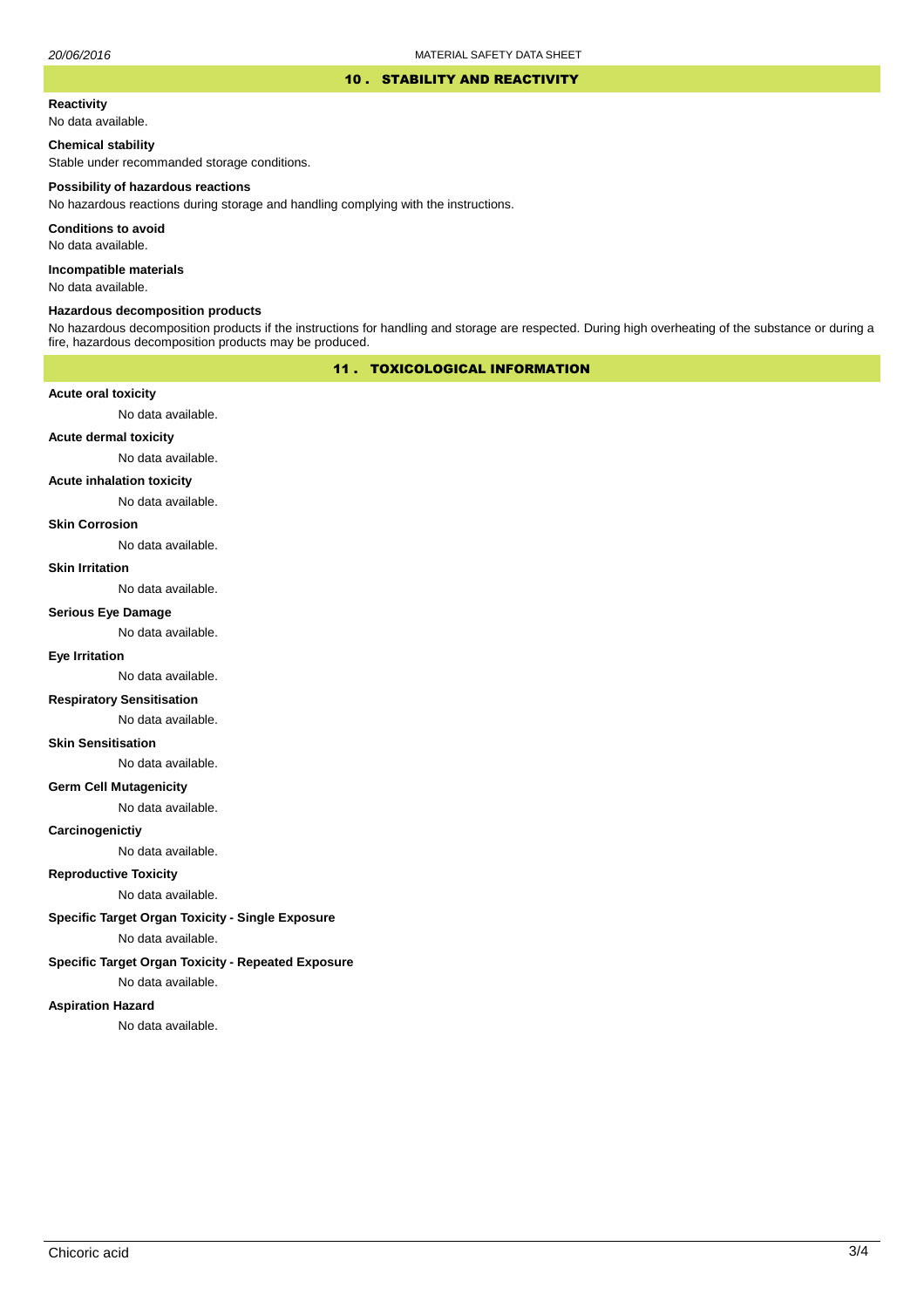## 10 . STABILITY AND REACTIVITY

**Reactivity**

No data available.

**Chemical stability**

Stable under recommanded storage conditions.

**Possibility of hazardous reactions**

No hazardous reactions during storage and handling complying with the instructions.

**Conditions to avoid**

No data available.

**Incompatible materials**

No data available.

**Hazardous decomposition products**

No hazardous decomposition products if the instructions for handling and storage are respected. During high overheating of the substance or during a fire, hazardous decomposition products may be produced.

## 11 . TOXICOLOGICAL INFORMATION

**Acute oral toxicity**

No data available.

**Acute dermal toxicity**

No data available.

**Acute inhalation toxicity**

No data available.

**Skin Corrosion**

No data available.

**Skin Irritation**

No data available.

**Serious Eye Damage**

No data available.

**Eye Irritation**

No data available.

**Respiratory Sensitisation**

No data available.

**Skin Sensitisation**

No data available.

**Germ Cell Mutagenicity**

No data available.

**Carcinogenictiy**

No data available.

**Reproductive Toxicity**

No data available.

**Specific Target Organ Toxicity - Single Exposure**

No data available.

**Specific Target Organ Toxicity - Repeated Exposure**

No data available.

**Aspiration Hazard**

No data available.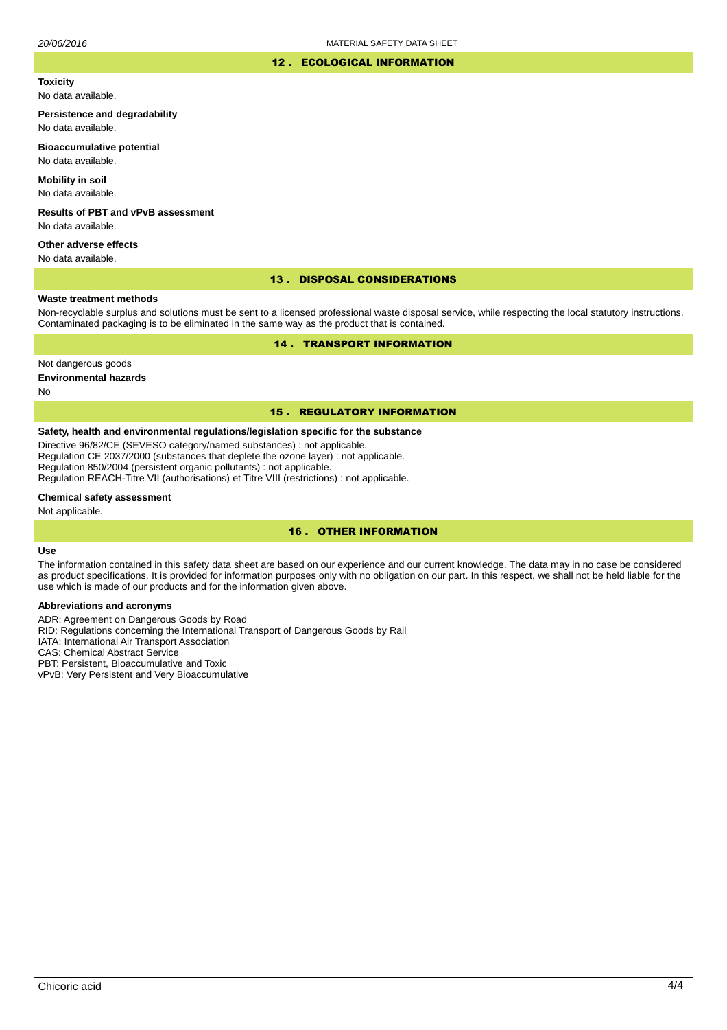## 12 . ECOLOGICAL INFORMATION

**Toxicity**

No data available.

**Persistence and degradability**

No data available.

**Bioaccumulative potential**

No data available.

**Mobility in soil**

No data available.

**Results of PBT and vPvB assessment**

No data available.

**Other adverse effects**

No data available.

## 13 . DISPOSAL CONSIDERATIONS

**Waste treatment methods**

Non-recyclable surplus and solutions must be sent to a licensed professional waste disposal service, while respecting the local statutory instructions. Contaminated packaging is to be eliminated in the same way as the product that is contained.

## 14 . TRANSPORT INFORMATION

Not dangerous goods

**Environmental hazards**

No

## 15 . REGULATORY INFORMATION

**Safety, health and environmental regulations/legislation specific for the substance**

Directive 96/82/CE (SEVESO category/named substances) : not applicable.
Regulation CE 2037/2000 (substances that deplete the ozone layer) : not applicable.
Regulation 850/2004 (persistent organic pollutants) : not applicable.
Regulation REACH-Titre VII (authorisations) et Titre VIII (restrictions) : not applicable.

**Chemical safety assessment**

Not applicable.

## 16 . OTHER INFORMATION

**Use**

The information contained in this safety data sheet are based on our experience and our current knowledge. The data may in no case be considered as product specifications. It is provided for information purposes only with no obligation on our part. In this respect, we shall not be held liable for the use which is made of our products and for the information given above.

**Abbreviations and acronyms**

ADR: Agreement on Dangerous Goods by Road
RID: Regulations concerning the International Transport of Dangerous Goods by Rail
IATA: International Air Transport Association
CAS: Chemical Abstract Service
PBT: Persistent, Bioaccumulative and Toxic
vPvB: Very Persistent and Very Bioaccumulative